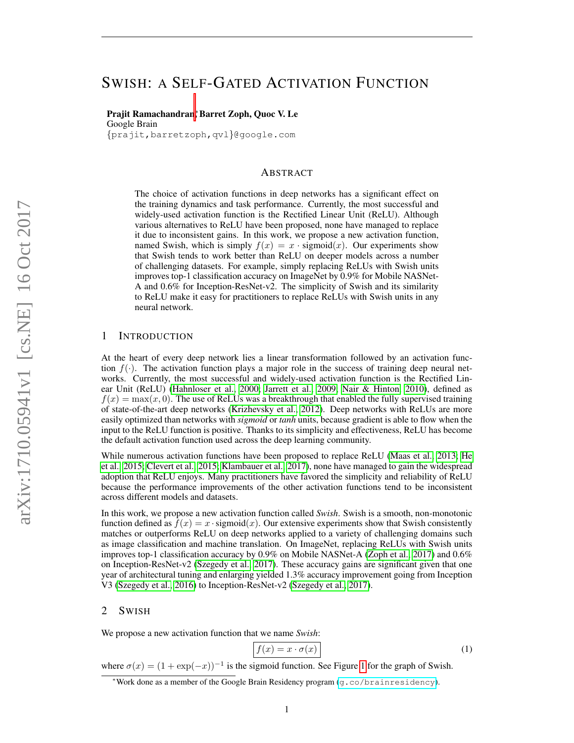# SWISH: A SELF-GATED ACTIVATION FUNCTION

**Prajit Ramachandran**[*] **Barret Zoph, Quoc V. Le**
Google Brain
{prajit,barretzoph,qvl}@google.com

## ABSTRACT

The choice of activation functions in deep networks has a significant effect on the training dynamics and task performance. Currently, the most successful and widely-used activation function is the Rectified Linear Unit (ReLU). Although various alternatives to ReLU have been proposed, none have managed to replace it due to inconsistent gains. In this work, we propose a new activation function, named Swish, which is simply $f(x) = x \cdot \text{sigmoid}(x)$. Our experiments show that Swish tends to work better than ReLU on deeper models across a number of challenging datasets. For example, simply replacing ReLUs with Swish units improves top-1 classification accuracy on ImageNet by 0.9% for Mobile NASNet-A and 0.6% for Inception-ResNet-v2. The simplicity of Swish and its similarity to ReLU make it easy for practitioners to replace ReLUs with Swish units in any neural network.

## 1 INTRODUCTION

At the heart of every deep network lies a linear transformation followed by an activation function $f(\cdot)$. The activation function plays a major role in the success of training deep neural networks. Currently, the most successful and widely-used activation function is the Rectified Linear Unit (ReLU) (Hahnloser et al., 2000; Jarrett et al., 2009; Nair & Hinton, 2010), defined as $f(x) = \max(x, 0)$. The use of ReLUs was a breakthrough that enabled the fully supervised training of state-of-the-art deep networks (Krizhevsky et al., 2012). Deep networks with ReLUs are more easily optimized than networks with *sigmoid* or *tanh* units, because gradient is able to flow when the input to the ReLU function is positive. Thanks to its simplicity and effectiveness, ReLU has become the default activation function used across the deep learning community.

While numerous activation functions have been proposed to replace ReLU (Maas et al., 2013; He et al., 2015; Clevert et al., 2015; Klambauer et al., 2017), none have managed to gain the widespread adoption that ReLU enjoys. Many practitioners have favored the simplicity and reliability of ReLU because the performance improvements of the other activation functions tend to be inconsistent across different models and datasets.

In this work, we propose a new activation function called *Swish*. Swish is a smooth, non-monotonic function defined as $f(x) = x \cdot \text{sigmoid}(x)$. Our extensive experiments show that Swish consistently matches or outperforms ReLU on deep networks applied to a variety of challenging domains such as image classification and machine translation. On ImageNet, replacing ReLUs with Swish units improves top-1 classification accuracy by 0.9% on Mobile NASNet-A (Zoph et al., 2017) and 0.6% on Inception-ResNet-v2 (Szegedy et al., 2017). These accuracy gains are significant given that one year of architectural tuning and enlarging yielded 1.3% accuracy improvement going from Inception V3 (Szegedy et al., 2016) to Inception-ResNet-v2 (Szegedy et al., 2017).

## 2 SWISH

We propose a new activation function that we name *Swish*:

$$\boxed{f(x) = x \cdot \sigma(x)} \tag{1}$$

where $\sigma(x) = (1 + \exp(-x))^{-1}$ is the sigmoid function. See Figure 1 for the graph of Swish.

[*] Work done as a member of the Google Brain Residency program (g.co/brainresidency).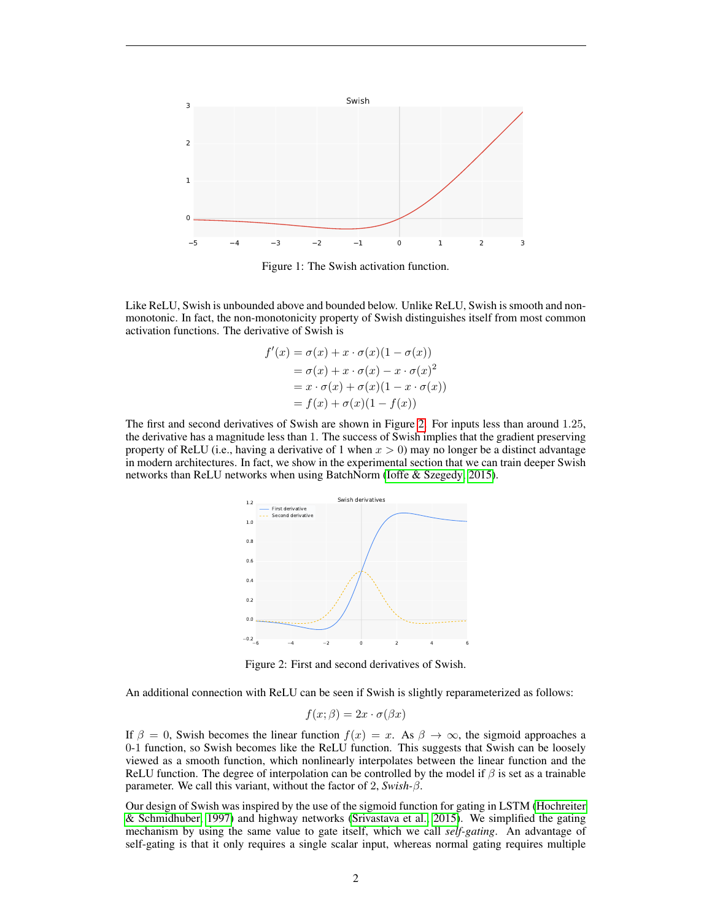Figure 1: The Swish activation function.

Like ReLU, Swish is unbounded above and bounded below. Unlike ReLU, Swish is smooth and non-monotonic. In fact, the non-monotonicity property of Swish distinguishes itself from most common activation functions. The derivative of Swish is

$$
\begin{aligned}
f'(x) &= \sigma(x) + x \cdot \sigma(x)(1 - \sigma(x)) \\
&= \sigma(x) + x \cdot \sigma(x) - x \cdot \sigma(x)^2 \\
&= x \cdot \sigma(x) + \sigma(x)(1 - x \cdot \sigma(x)) \\
&= f(x) + \sigma(x)(1 - f(x))
\end{aligned}
$$

The first and second derivatives of Swish are shown in Figure 2. For inputs less than around 1.25, the derivative has a magnitude less than 1. The success of Swish implies that the gradient preserving property of ReLU (i.e., having a derivative of 1 when $x > 0$) may no longer be a distinct advantage in modern architectures. In fact, we show in the experimental section that we can train deeper Swish networks than ReLU networks when using BatchNorm (Ioffe & Szegedy, 2015).

Figure 2: First and second derivatives of Swish.

An additional connection with ReLU can be seen if Swish is slightly reparameterized as follows:

$$
f(x; \beta) = 2x \cdot \sigma(\beta x)
$$

If $\beta = 0$, Swish becomes the linear function $f(x) = x$. As $\beta \to \infty$, the sigmoid approaches a 0-1 function, so Swish becomes like the ReLU function. This suggests that Swish can be loosely viewed as a smooth function, which nonlinearly interpolates between the linear function and the ReLU function. The degree of interpolation can be controlled by the model if $\beta$ is set as a trainable parameter. We call this variant, without the factor of 2, *Swish-$\beta$*.

Our design of Swish was inspired by the use of the sigmoid function for gating in LSTM (Hochreiter & Schmidhuber, 1997) and highway networks (Srivastava et al., 2015). We simplified the gating mechanism by using the same value to gate itself, which we call *self-gating*. An advantage of self-gating is that it only requires a single scalar input, whereas normal gating requires multiple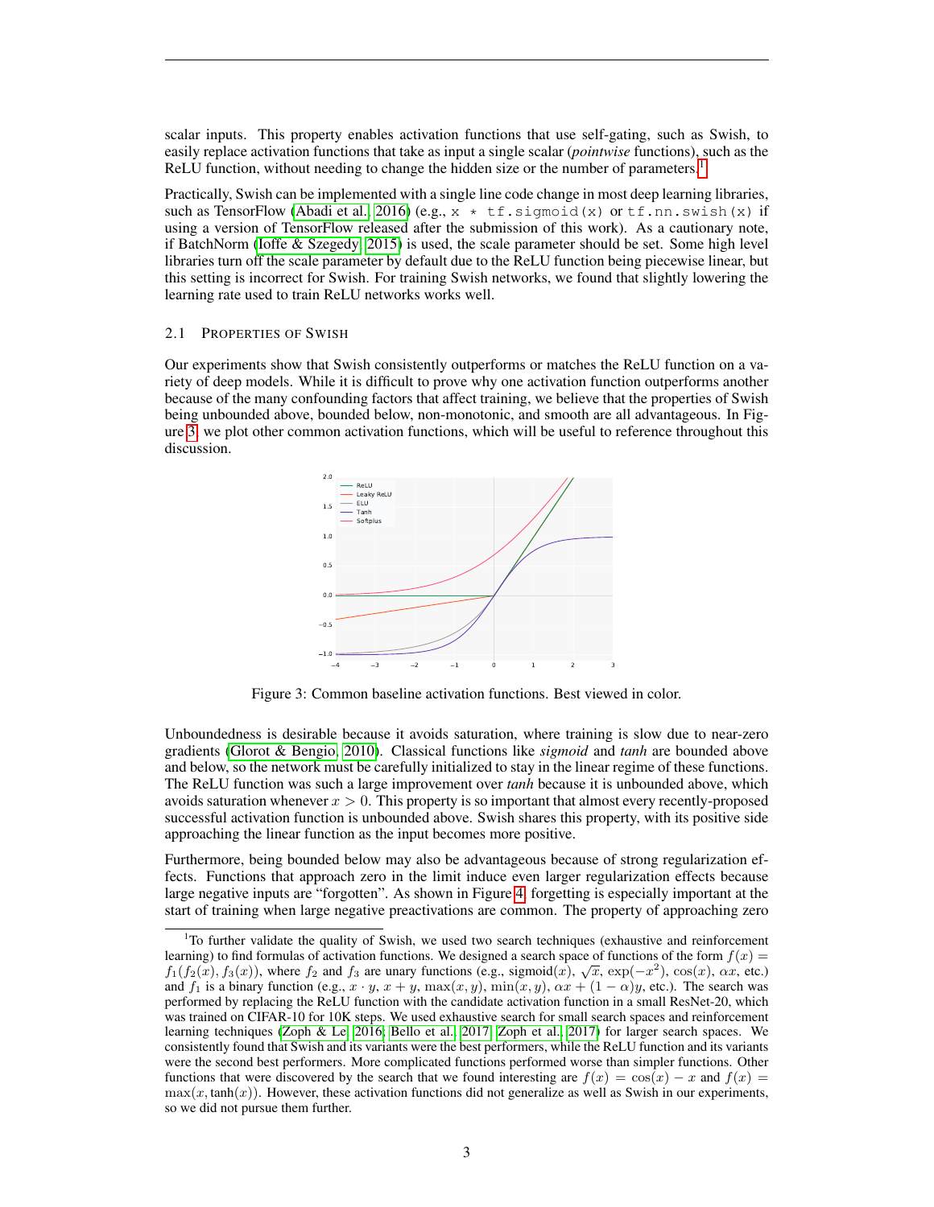scalar inputs. This property enables activation functions that use self-gating, such as Swish, to easily replace activation functions that take as input a single scalar (*pointwise* functions), such as the ReLU function, without needing to change the hidden size or the number of parameters.[1]

Practically, Swish can be implemented with a single line code change in most deep learning libraries, such as TensorFlow (Abadi et al., 2016) (e.g., `x * tf.sigmoid(x)` or `tf.nn.swish(x)` if using a version of TensorFlow released after the submission of this work). As a cautionary note, if BatchNorm (Ioffe & Szegedy, 2015) is used, the scale parameter should be set. Some high level libraries turn off the scale parameter by default due to the ReLU function being piecewise linear, but this setting is incorrect for Swish. For training Swish networks, we found that slightly lowering the learning rate used to train ReLU networks works well.

### 2.1 Properties of Swish

Our experiments show that Swish consistently outperforms or matches the ReLU function on a variety of deep models. While it is difficult to prove why one activation function outperforms another because of the many confounding factors that affect training, we believe that the properties of Swish being unbounded above, bounded below, non-monotonic, and smooth are all advantageous. In Figure 3, we plot other common activation functions, which will be useful to reference throughout this discussion.

Figure 3: Common baseline activation functions. Best viewed in color.

Unboundedness is desirable because it avoids saturation, where training is slow due to near-zero gradients (Glorot & Bengio, 2010). Classical functions like *sigmoid* and *tanh* are bounded above and below, so the network must be carefully initialized to stay in the linear regime of these functions. The ReLU function was such a large improvement over *tanh* because it is unbounded above, which avoids saturation whenever $x > 0$. This property is so important that almost every recently-proposed successful activation function is unbounded above. Swish shares this property, with its positive side approaching the linear function as the input becomes more positive.

Furthermore, being bounded below may also be advantageous because of strong regularization effects. Functions that approach zero in the limit induce even larger regularization effects because large negative inputs are "forgotten". As shown in Figure 4, forgetting is especially important at the start of training when large negative preactivations are common. The property of approaching zero

---

[1] To further validate the quality of Swish, we used two search techniques (exhaustive and reinforcement learning) to find formulas of activation functions. We designed a search space of functions of the form $f(x) = f_1(f_2(x), f_3(x))$, where $f_2$ and $f_3$ are unary functions (e.g., sigmoid$(x)$, $\sqrt{x}$, $\exp(-x^2)$, $\cos(x)$, $\alpha x$, etc.) and $f_1$ is a binary function (e.g., $x \cdot y$, $x + y$, $\max(x, y)$, $\min(x, y)$, $\alpha x + (1 - \alpha)y$, etc.). The search was performed by replacing the ReLU function with the candidate activation function in a small ResNet-20, which was trained on CIFAR-10 for 10K steps. We used exhaustive search for small search spaces and reinforcement learning techniques (Zoph & Le, 2016; Bello et al., 2017; Zoph et al., 2017) for larger search spaces. We consistently found that Swish and its variants were the best performers, while the ReLU function and its variants were the second best performers. More complicated functions performed worse than simpler functions. Other functions that were discovered by the search that we found interesting are $f(x) = \cos(x) - x$ and $f(x) = \max(x, \tanh(x))$. However, these activation functions did not generalize as well as Swish in our experiments, so we did not pursue them further.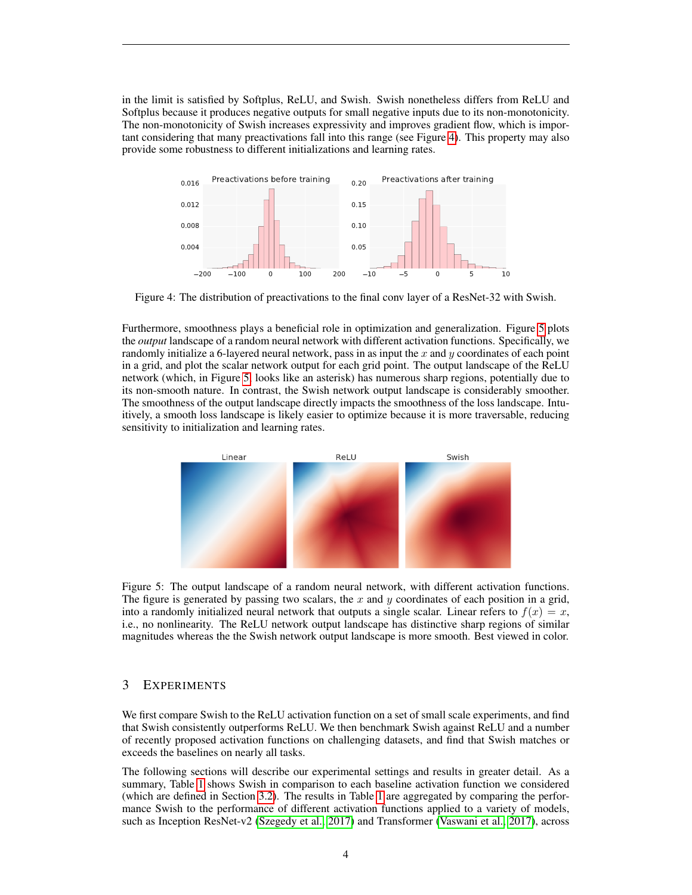in the limit is satisfied by Softplus, ReLU, and Swish. Swish nonetheless differs from ReLU and Softplus because it produces negative outputs for small negative inputs due to its non-monotonicity. The non-monotonicity of Swish increases expressivity and improves gradient flow, which is important considering that many preactivations fall into this range (see Figure 4). This property may also provide some robustness to different initializations and learning rates.

Figure 4: The distribution of preactivations to the final conv layer of a ResNet-32 with Swish.

Furthermore, smoothness plays a beneficial role in optimization and generalization. Figure 5 plots the *output* landscape of a random neural network with different activation functions. Specifically, we randomly initialize a 6-layered neural network, pass in as input the $x$ and $y$ coordinates of each point in a grid, and plot the scalar network output for each grid point. The output landscape of the ReLU network (which, in Figure 5, looks like an asterisk) has numerous sharp regions, potentially due to its non-smooth nature. In contrast, the Swish network output landscape is considerably smoother. The smoothness of the output landscape directly impacts the smoothness of the loss landscape. Intuitively, a smooth loss landscape is likely easier to optimize because it is more traversable, reducing sensitivity to initialization and learning rates.

Figure 5: The output landscape of a random neural network, with different activation functions. The figure is generated by passing two scalars, the $x$ and $y$ coordinates of each position in a grid, into a randomly initialized neural network that outputs a single scalar. Linear refers to $f(x) = x$, i.e., no nonlinearity. The ReLU network output landscape has distinctive sharp regions of similar magnitudes whereas the the Swish network output landscape is more smooth. Best viewed in color.

## 3 Experiments

We first compare Swish to the ReLU activation function on a set of small scale experiments, and find that Swish consistently outperforms ReLU. We then benchmark Swish against ReLU and a number of recently proposed activation functions on challenging datasets, and find that Swish matches or exceeds the baselines on nearly all tasks.

The following sections will describe our experimental settings and results in greater detail. As a summary, Table 1 shows Swish in comparison to each baseline activation function we considered (which are defined in Section 3.2). The results in Table 1 are aggregated by comparing the performance Swish to the performance of different activation functions applied to a variety of models, such as Inception ResNet-v2 (Szegedy et al., 2017) and Transformer (Vaswani et al., 2017), across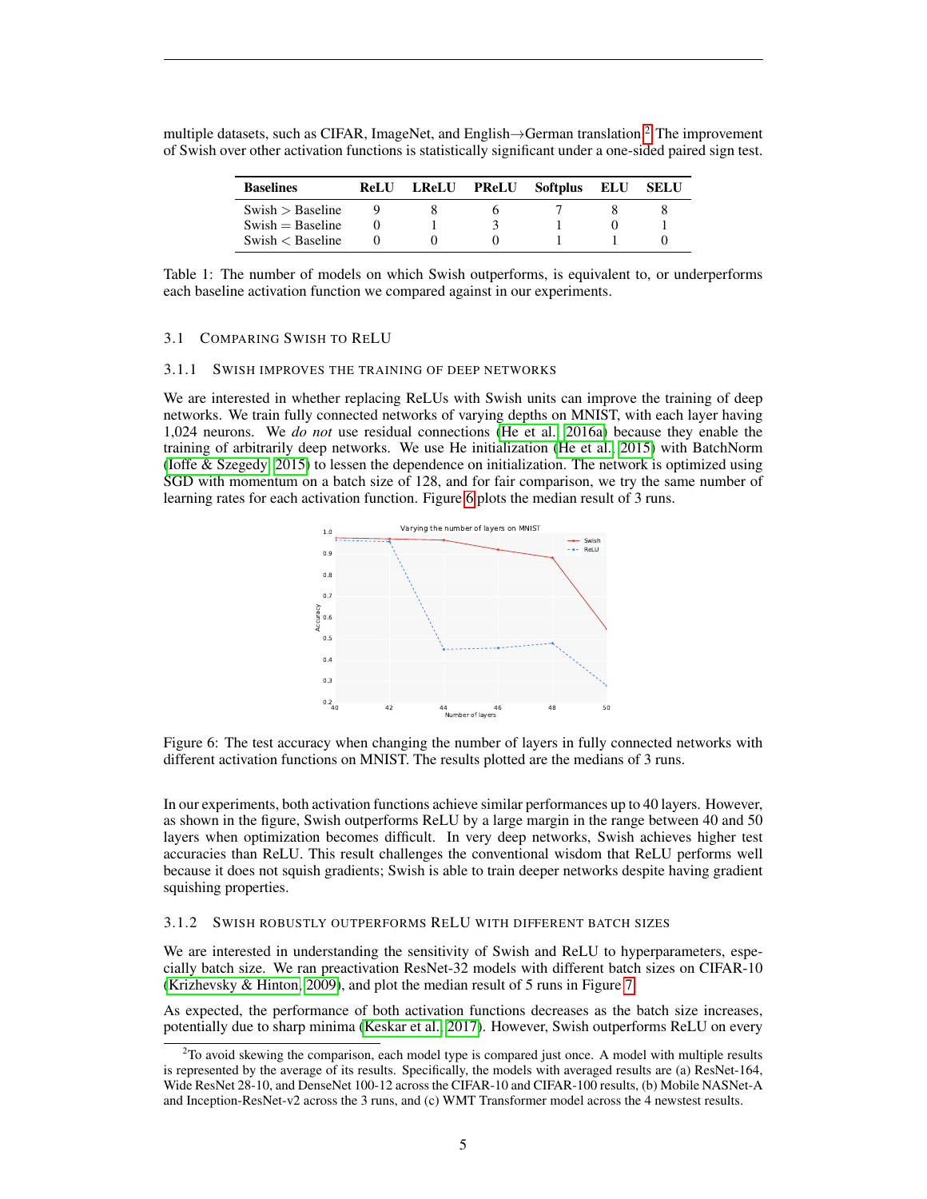multiple datasets, such as CIFAR, ImageNet, and English→German translation.[2] The improvement of Swish over other activation functions is statistically significant under a one-sided paired sign test.

| Baselines | ReLU | LReLU | PReLU | Softplus | ELU | SELU |
|---|---|---|---|---|---|---|
| Swish > Baseline | 9 | 8 | 6 | 7 | 8 | 8 |
| Swish = Baseline | 0 | 1 | 3 | 1 | 0 | 1 |
| Swish < Baseline | 0 | 0 | 0 | 1 | 1 | 0 |

Table 1: The number of models on which Swish outperforms, is equivalent to, or underperforms each baseline activation function we compared against in our experiments.

### 3.1 Comparing Swish to ReLU

#### 3.1.1 Swish improves the training of deep networks

We are interested in whether replacing ReLUs with Swish units can improve the training of deep networks. We train fully connected networks of varying depths on MNIST, with each layer having 1,024 neurons. We *do not* use residual connections (He et al., 2016a) because they enable the training of arbitrarily deep networks. We use He initialization (He et al., 2015) with BatchNorm (Ioffe & Szegedy, 2015) to lessen the dependence on initialization. The network is optimized using SGD with momentum on a batch size of 128, and for fair comparison, we try the same number of learning rates for each activation function. Figure 6 plots the median result of 3 runs.

Figure 6: The test accuracy when changing the number of layers in fully connected networks with different activation functions on MNIST. The results plotted are the medians of 3 runs.

In our experiments, both activation functions achieve similar performances up to 40 layers. However, as shown in the figure, Swish outperforms ReLU by a large margin in the range between 40 and 50 layers when optimization becomes difficult. In very deep networks, Swish achieves higher test accuracies than ReLU. This result challenges the conventional wisdom that ReLU performs well because it does not squish gradients; Swish is able to train deeper networks despite having gradient squishing properties.

#### 3.1.2 Swish robustly outperforms ReLU with different batch sizes

We are interested in understanding the sensitivity of Swish and ReLU to hyperparameters, especially batch size. We ran preactivation ResNet-32 models with different batch sizes on CIFAR-10 (Krizhevsky & Hinton, 2009), and plot the median result of 5 runs in Figure 7.

As expected, the performance of both activation functions decreases as the batch size increases, potentially due to sharp minima (Keskar et al., 2017). However, Swish outperforms ReLU on every

[2] To avoid skewing the comparison, each model type is compared just once. A model with multiple results is represented by the average of its results. Specifically, the models with averaged results are (a) ResNet-164, Wide ResNet 28-10, and DenseNet 100-12 across the CIFAR-10 and CIFAR-100 results, (b) Mobile NASNet-A and Inception-ResNet-v2 across the 3 runs, and (c) WMT Transformer model across the 4 newstest results.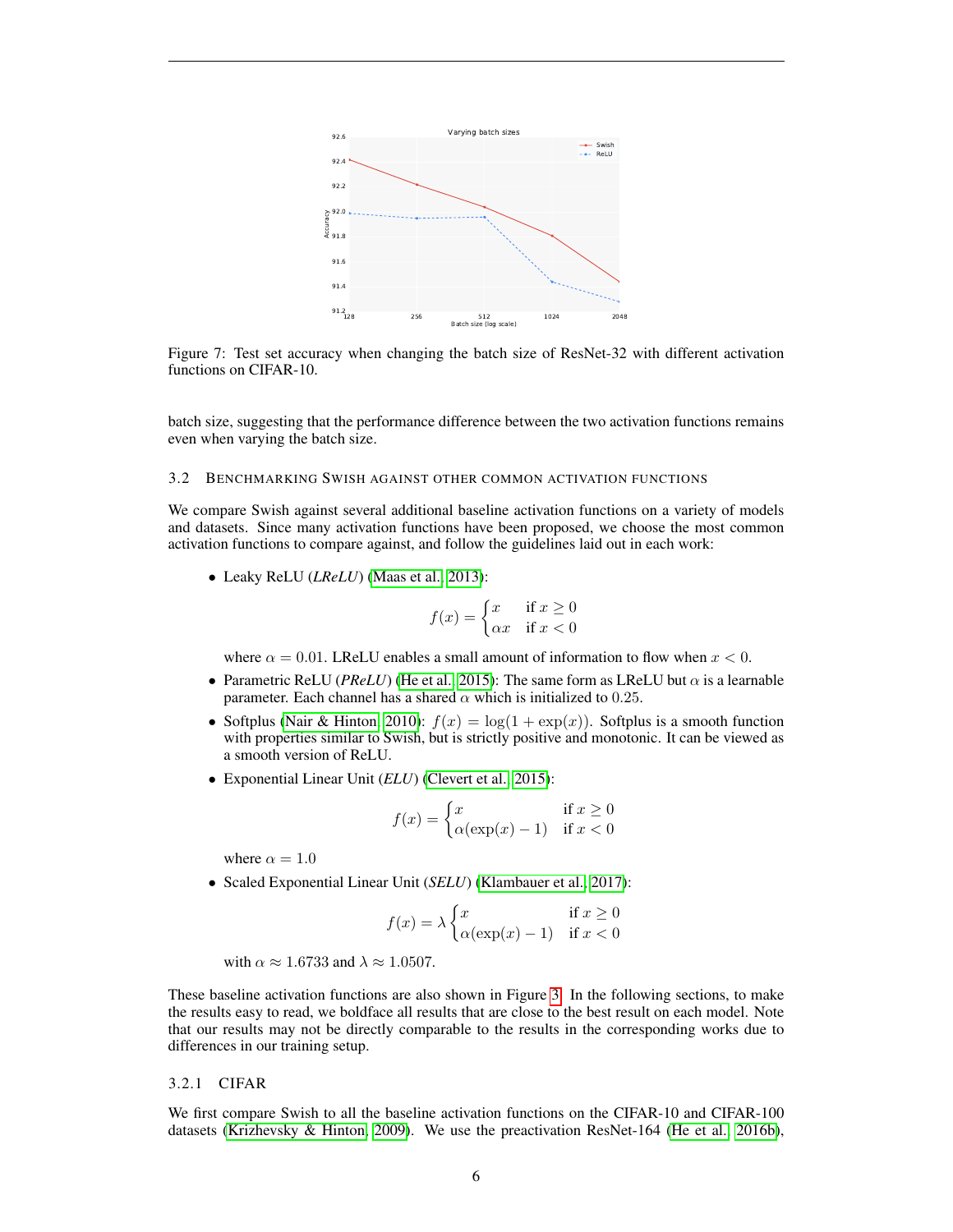Figure 7: Test set accuracy when changing the batch size of ResNet-32 with different activation functions on CIFAR-10.

batch size, suggesting that the performance difference between the two activation functions remains even when varying the batch size.

### 3.2 Benchmarking Swish against other common activation functions

We compare Swish against several additional baseline activation functions on a variety of models and datasets. Since many activation functions have been proposed, we choose the most common activation functions to compare against, and follow the guidelines laid out in each work:

- Leaky ReLU (*LReLU*) (Maas et al., 2013):

$$f(x) = \begin{cases} x & \text{if } x \geq 0 \\ \alpha x & \text{if } x < 0 \end{cases}$$

  where $\alpha = 0.01$. LReLU enables a small amount of information to flow when $x < 0$.

- Parametric ReLU (*PReLU*) (He et al., 2015): The same form as LReLU but $\alpha$ is a learnable parameter. Each channel has a shared $\alpha$ which is initialized to $0.25$.
- Softplus (Nair & Hinton, 2010): $f(x) = \log(1 + \exp(x))$. Softplus is a smooth function with properties similar to Swish, but is strictly positive and monotonic. It can be viewed as a smooth version of ReLU.
- Exponential Linear Unit (*ELU*) (Clevert et al., 2015):

$$f(x) = \begin{cases} x & \text{if } x \geq 0 \\ \alpha(\exp(x) - 1) & \text{if } x < 0 \end{cases}$$

  where $\alpha = 1.0$

- Scaled Exponential Linear Unit (*SELU*) (Klambauer et al., 2017):

$$f(x) = \lambda \begin{cases} x & \text{if } x \geq 0 \\ \alpha(\exp(x) - 1) & \text{if } x < 0 \end{cases}$$

  with $\alpha \approx 1.6733$ and $\lambda \approx 1.0507$.

These baseline activation functions are also shown in Figure 3. In the following sections, to make the results easy to read, we boldface all results that are close to the best result on each model. Note that our results may not be directly comparable to the results in the corresponding works due to differences in our training setup.

#### 3.2.1 CIFAR

We first compare Swish to all the baseline activation functions on the CIFAR-10 and CIFAR-100 datasets (Krizhevsky & Hinton, 2009). We use the preactivation ResNet-164 (He et al., 2016b),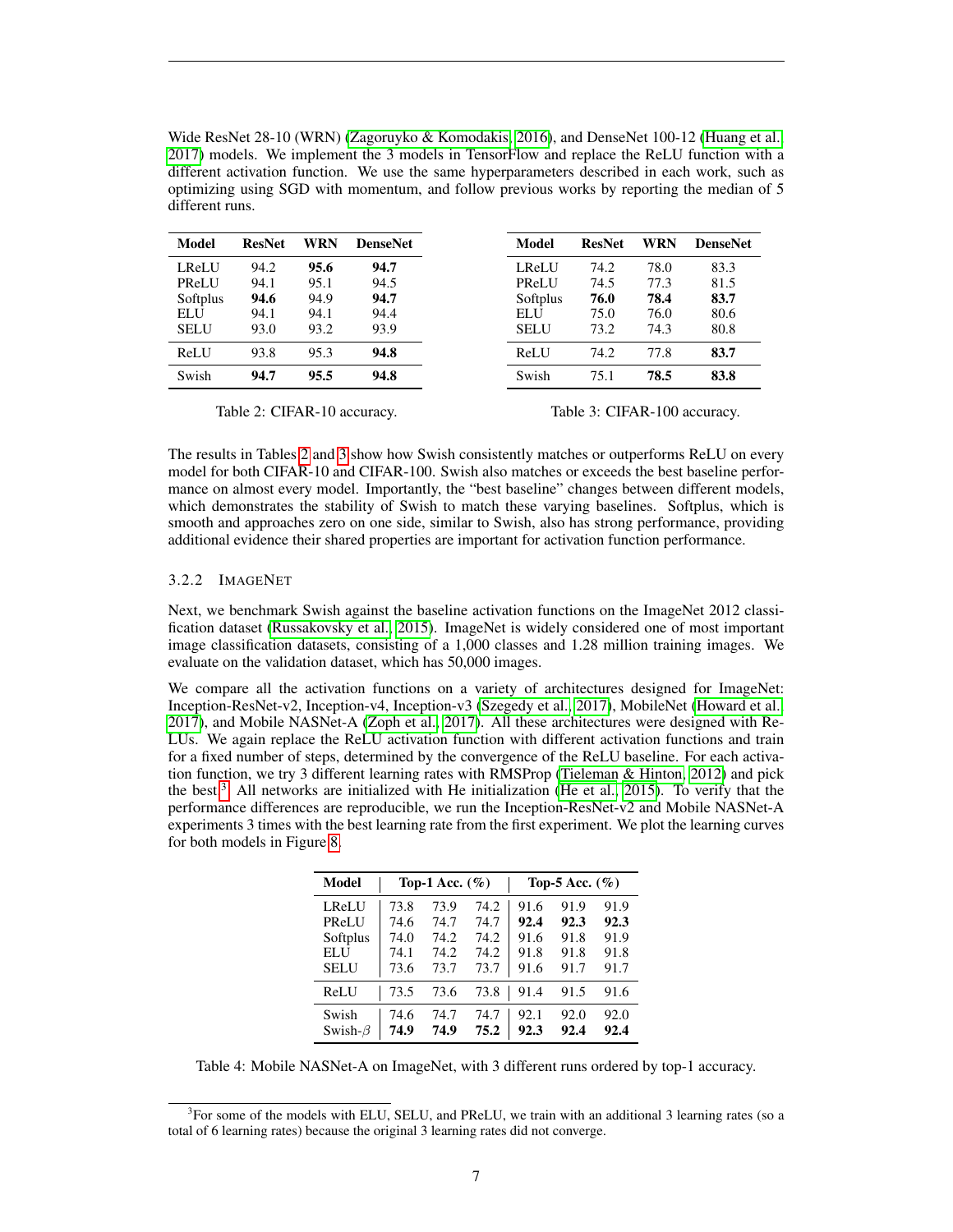Wide ResNet 28-10 (WRN) (Zagoruyko & Komodakis, 2016), and DenseNet 100-12 (Huang et al., 2017) models. We implement the 3 models in TensorFlow and replace the ReLU function with a different activation function. We use the same hyperparameters described in each work, such as optimizing using SGD with momentum, and follow previous works by reporting the median of 5 different runs.

| Model | ResNet | WRN | DenseNet |
|---|---|---|---|
| LReLU | 94.2 | **95.6** | **94.7** |
| PReLU | 94.1 | 95.1 | 94.5 |
| Softplus | **94.6** | 94.9 | **94.7** |
| ELU | 94.1 | 94.1 | 94.4 |
| SELU | 93.0 | 93.2 | 93.9 |
| ReLU | 93.8 | 95.3 | **94.8** |
| Swish | **94.7** | **95.5** | **94.8** |

Table 2: CIFAR-10 accuracy.

| Model | ResNet | WRN | DenseNet |
|---|---|---|---|
| LReLU | 74.2 | 78.0 | 83.3 |
| PReLU | 74.5 | 77.3 | 81.5 |
| Softplus | **76.0** | **78.4** | **83.7** |
| ELU | 75.0 | 76.0 | 80.6 |
| SELU | 73.2 | 74.3 | 80.8 |
| ReLU | 74.2 | 77.8 | **83.7** |
| Swish | 75.1 | **78.5** | **83.8** |

Table 3: CIFAR-100 accuracy.

The results in Tables 2 and 3 show how Swish consistently matches or outperforms ReLU on every model for both CIFAR-10 and CIFAR-100. Swish also matches or exceeds the best baseline performance on almost every model. Importantly, the "best baseline" changes between different models, which demonstrates the stability of Swish to match these varying baselines. Softplus, which is smooth and approaches zero on one side, similar to Swish, also has strong performance, providing additional evidence their shared properties are important for activation function performance.

### 3.2.2 ImageNet

Next, we benchmark Swish against the baseline activation functions on the ImageNet 2012 classification dataset (Russakovsky et al., 2015). ImageNet is widely considered one of most important image classification datasets, consisting of a 1,000 classes and 1.28 million training images. We evaluate on the validation dataset, which has 50,000 images.

We compare all the activation functions on a variety of architectures designed for ImageNet: Inception-ResNet-v2, Inception-v4, Inception-v3 (Szegedy et al., 2017), MobileNet (Howard et al., 2017), and Mobile NASNet-A (Zoph et al., 2017). All these architectures were designed with ReLUs. We again replace the ReLU activation function with different activation functions and train for a fixed number of steps, determined by the convergence of the ReLU baseline. For each activation function, we try 3 different learning rates with RMSProp (Tieleman & Hinton, 2012) and pick the best.[3] All networks are initialized with He initialization (He et al., 2015). To verify that the performance differences are reproducible, we run the Inception-ResNet-v2 and Mobile NASNet-A experiments 3 times with the best learning rate from the first experiment. We plot the learning curves for both models in Figure 8.

| Model | Top-1 Acc. (%) | | | Top-5 Acc. (%) | | |
|---|---|---|---|---|---|---|
| LReLU | 73.8 | 73.9 | 74.2 | 91.6 | 91.9 | 91.9 |
| PReLU | 74.6 | 74.7 | 74.7 | **92.4** | **92.3** | **92.3** |
| Softplus | 74.0 | 74.2 | 74.2 | 91.6 | 91.8 | 91.9 |
| ELU | 74.1 | 74.2 | 74.2 | 91.8 | 91.8 | 91.8 |
| SELU | 73.6 | 73.7 | 73.7 | 91.6 | 91.7 | 91.7 |
| ReLU | 73.5 | 73.6 | 73.8 | 91.4 | 91.5 | 91.6 |
| Swish | 74.6 | 74.7 | 74.7 | 92.1 | 92.0 | 92.0 |
| Swish-$\beta$ | **74.9** | **74.9** | **75.2** | **92.3** | **92.4** | **92.4** |

Table 4: Mobile NASNet-A on ImageNet, with 3 different runs ordered by top-1 accuracy.

[3] For some of the models with ELU, SELU, and PReLU, we train with an additional 3 learning rates (so a total of 6 learning rates) because the original 3 learning rates did not converge.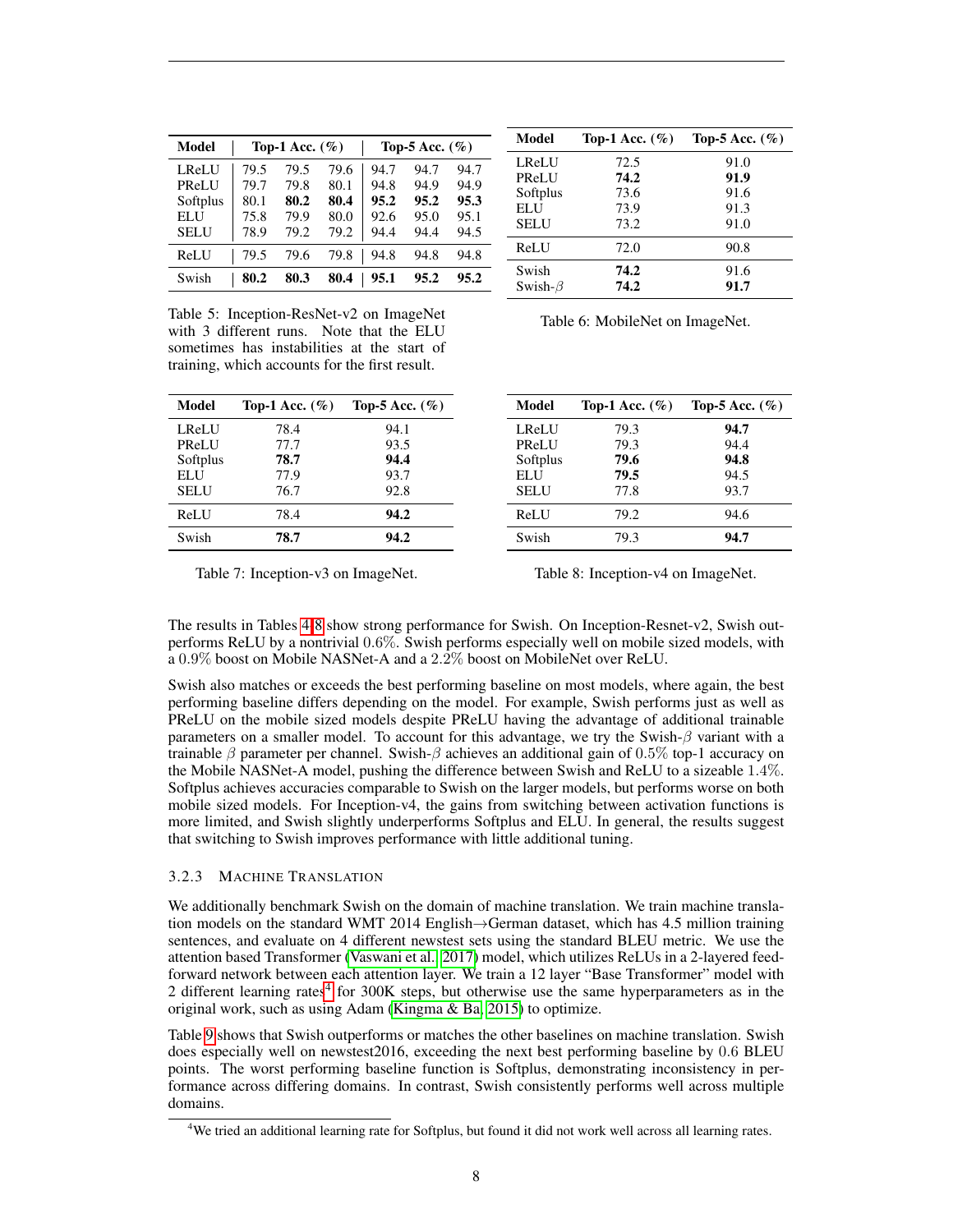| Model | Top-1 Acc. (%) | | | Top-5 Acc. (%) | | |
|---|---|---|---|---|---|---|
| LReLU | 79.5 | 79.5 | 79.6 | 94.7 | 94.7 | 94.7 |
| PReLU | 79.7 | 79.8 | 80.1 | 94.8 | 94.9 | 94.9 |
| Softplus | 80.1 | **80.2** | **80.4** | **95.2** | **95.2** | **95.3** |
| ELU | 75.8 | 79.9 | 80.0 | 92.6 | 95.0 | 95.1 |
| SELU | 78.9 | 79.2 | 79.2 | 94.4 | 94.4 | 94.5 |
| ReLU | 79.5 | 79.6 | 79.8 | 94.8 | 94.8 | 94.8 |
| Swish | **80.2** | **80.3** | **80.4** | **95.1** | **95.2** | **95.2** |

Table 5: Inception-ResNet-v2 on ImageNet with 3 different runs. Note that the ELU sometimes has instabilities at the start of training, which accounts for the first result.

| Model | Top-1 Acc. (%) | Top-5 Acc. (%) |
|---|---|---|
| LReLU | 72.5 | 91.0 |
| PReLU | **74.2** | **91.9** |
| Softplus | 73.6 | 91.6 |
| ELU | 73.9 | 91.3 |
| SELU | 73.2 | 91.0 |
| ReLU | 72.0 | 90.8 |
| Swish | **74.2** | 91.6 |
| Swish-$\beta$ | **74.2** | **91.7** |

Table 6: MobileNet on ImageNet.

| Model | Top-1 Acc. (%) | Top-5 Acc. (%) |
|---|---|---|
| LReLU | 78.4 | 94.1 |
| PReLU | 77.7 | 93.5 |
| Softplus | **78.7** | **94.4** |
| ELU | 77.9 | 93.7 |
| SELU | 76.7 | 92.8 |
| ReLU | 78.4 | **94.2** |
| Swish | **78.7** | **94.2** |

Table 7: Inception-v3 on ImageNet.

| Model | Top-1 Acc. (%) | Top-5 Acc. (%) |
|---|---|---|
| LReLU | 79.3 | **94.7** |
| PReLU | 79.3 | 94.4 |
| Softplus | **79.6** | **94.8** |
| ELU | **79.5** | 94.5 |
| SELU | 77.8 | 93.7 |
| ReLU | 79.2 | 94.6 |
| Swish | 79.3 | **94.7** |

Table 8: Inception-v4 on ImageNet.

The results in Tables 4-8 show strong performance for Swish. On Inception-Resnet-v2, Swish outperforms ReLU by a nontrivial $0.6\%$. Swish performs especially well on mobile sized models, with a $0.9\%$ boost on Mobile NASNet-A and a $2.2\%$ boost on MobileNet over ReLU.

Swish also matches or exceeds the best performing baseline on most models, where again, the best performing baseline differs depending on the model. For example, Swish performs just as well as PReLU on the mobile sized models despite PReLU having the advantage of additional trainable parameters on a smaller model. To account for this advantage, we try the Swish-$\beta$ variant with a trainable $\beta$ parameter per channel. Swish-$\beta$ achieves an additional gain of $0.5\%$ top-1 accuracy on the Mobile NASNet-A model, pushing the difference between Swish and ReLU to a sizeable $1.4\%$. Softplus achieves accuracies comparable to Swish on the larger models, but performs worse on both mobile sized models. For Inception-v4, the gains from switching between activation functions is more limited, and Swish slightly underperforms Softplus and ELU. In general, the results suggest that switching to Swish improves performance with little additional tuning.

#### 3.2.3 Machine Translation

We additionally benchmark Swish on the domain of machine translation. We train machine translation models on the standard WMT 2014 English$\rightarrow$German dataset, which has 4.5 million training sentences, and evaluate on 4 different newstest sets using the standard BLEU metric. We use the attention based Transformer (Vaswani et al., 2017) model, which utilizes ReLUs in a 2-layered feed-forward network between each attention layer. We train a 12 layer "Base Transformer" model with 2 different learning rates[4] for 300K steps, but otherwise use the same hyperparameters as in the original work, such as using Adam (Kingma & Ba, 2015) to optimize.

Table 9 shows that Swish outperforms or matches the other baselines on machine translation. Swish does especially well on newstest2016, exceeding the next best performing baseline by 0.6 BLEU points. The worst performing baseline function is Softplus, demonstrating inconsistency in performance across differing domains. In contrast, Swish consistently performs well across multiple domains.

[4] We tried an additional learning rate for Softplus, but found it did not work well across all learning rates.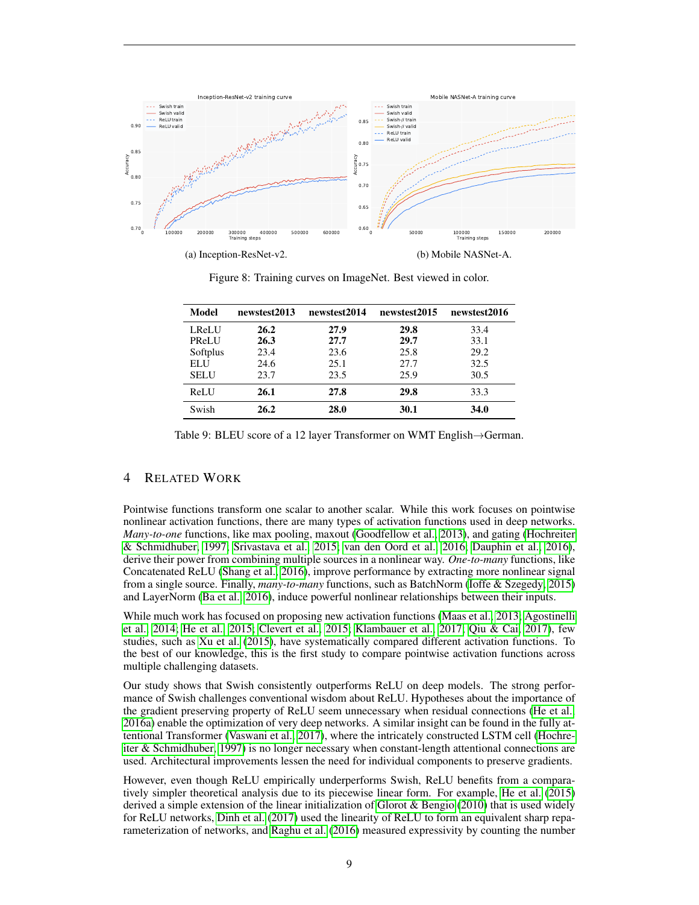(a) Inception-ResNet-v2.

(b) Mobile NASNet-A.

Figure 8: Training curves on ImageNet. Best viewed in color.

| Model | newstest2013 | newstest2014 | newstest2015 | newstest2016 |
|---|---|---|---|---|
| LReLU | **26.2** | **27.9** | **29.8** | 33.4 |
| PReLU | **26.3** | **27.7** | **29.7** | 33.1 |
| Softplus | 23.4 | 23.6 | 25.8 | 29.2 |
| ELU | 24.6 | 25.1 | 27.7 | 32.5 |
| SELU | 23.7 | 23.5 | 25.9 | 30.5 |
| ReLU | **26.1** | **27.8** | **29.8** | 33.3 |
| Swish | **26.2** | **28.0** | **30.1** | **34.0** |

Table 9: BLEU score of a 12 layer Transformer on WMT English→German.

# 4 Related Work

Pointwise functions transform one scalar to another scalar. While this work focuses on pointwise nonlinear activation functions, there are many types of activation functions used in deep networks. *Many-to-one* functions, like max pooling, maxout (Goodfellow et al., 2013), and gating (Hochreiter & Schmidhuber, 1997; Srivastava et al., 2015; van den Oord et al., 2016; Dauphin et al., 2016), derive their power from combining multiple sources in a nonlinear way. *One-to-many* functions, like Concatenated ReLU (Shang et al., 2016), improve performance by extracting more nonlinear signal from a single source. Finally, *many-to-many* functions, such as BatchNorm (Ioffe & Szegedy, 2015) and LayerNorm (Ba et al., 2016), induce powerful nonlinear relationships between their inputs.

While much work has focused on proposing new activation functions (Maas et al., 2013; Agostinelli et al., 2014; He et al., 2015; Clevert et al., 2015; Klambauer et al., 2017; Qiu & Cai, 2017), few studies, such as Xu et al. (2015), have systematically compared different activation functions. To the best of our knowledge, this is the first study to compare pointwise activation functions across multiple challenging datasets.

Our study shows that Swish consistently outperforms ReLU on deep models. The strong performance of Swish challenges conventional wisdom about ReLU. Hypotheses about the importance of the gradient preserving property of ReLU seem unnecessary when residual connections (He et al., 2016a) enable the optimization of very deep networks. A similar insight can be found in the fully attentional Transformer (Vaswani et al., 2017), where the intricately constructed LSTM cell (Hochreiter & Schmidhuber, 1997) is no longer necessary when constant-length attentional connections are used. Architectural improvements lessen the need for individual components to preserve gradients.

However, even though ReLU empirically underperforms Swish, ReLU benefits from a comparatively simpler theoretical analysis due to its piecewise linear form. For example, He et al. (2015) derived a simple extension of the linear initialization of Glorot & Bengio (2010) that is used widely for ReLU networks, Dinh et al. (2017) used the linearity of ReLU to form an equivalent sharp reparameterization of networks, and Raghu et al. (2016) measured expressivity by counting the number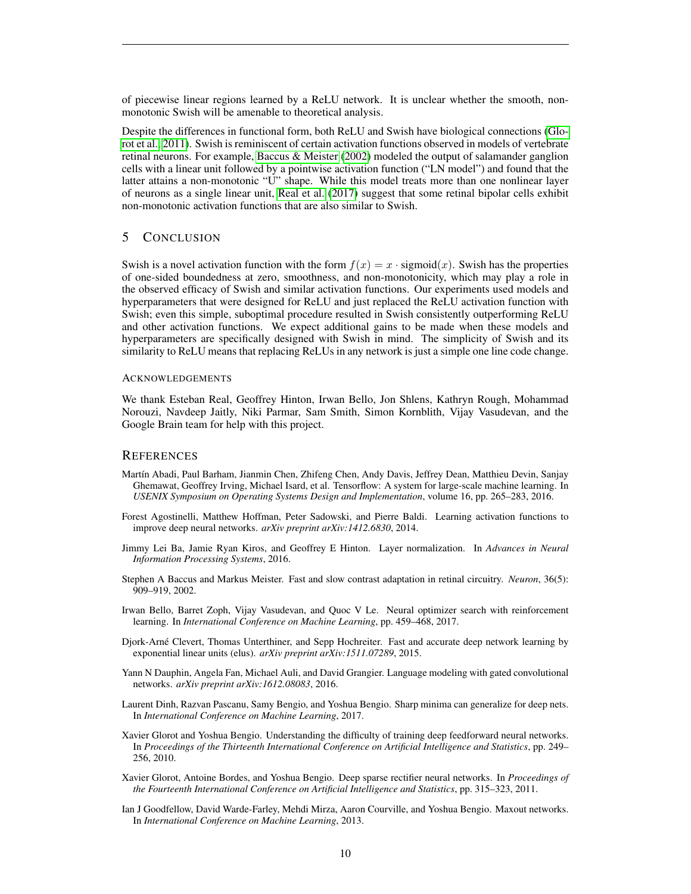of piecewise linear regions learned by a ReLU network. It is unclear whether the smooth, non-monotonic Swish will be amenable to theoretical analysis.

Despite the differences in functional form, both ReLU and Swish have biological connections (Glorot et al., 2011). Swish is reminiscent of certain activation functions observed in models of vertebrate retinal neurons. For example, Baccus & Meister (2002) modeled the output of salamander ganglion cells with a linear unit followed by a pointwise activation function ("LN model") and found that the latter attains a non-monotonic "U" shape. While this model treats more than one nonlinear layer of neurons as a single linear unit, Real et al. (2017) suggest that some retinal bipolar cells exhibit non-monotonic activation functions that are also similar to Swish.

## 5 Conclusion

Swish is a novel activation function with the form $f(x) = x \cdot \text{sigmoid}(x)$. Swish has the properties of one-sided boundedness at zero, smoothness, and non-monotonicity, which may play a role in the observed efficacy of Swish and similar activation functions. Our experiments used models and hyperparameters that were designed for ReLU and just replaced the ReLU activation function with Swish; even this simple, suboptimal procedure resulted in Swish consistently outperforming ReLU and other activation functions. We expect additional gains to be made when these models and hyperparameters are specifically designed with Swish in mind. The simplicity of Swish and its similarity to ReLU means that replacing ReLUs in any network is just a simple one line code change.

### Acknowledgements

We thank Esteban Real, Geoffrey Hinton, Irwan Bello, Jon Shlens, Kathryn Rough, Mohammad Norouzi, Navdeep Jaitly, Niki Parmar, Sam Smith, Simon Kornblith, Vijay Vasudevan, and the Google Brain team for help with this project.

## References

Martín Abadi, Paul Barham, Jianmin Chen, Zhifeng Chen, Andy Davis, Jeffrey Dean, Matthieu Devin, Sanjay Ghemawat, Geoffrey Irving, Michael Isard, et al. Tensorflow: A system for large-scale machine learning. In *USENIX Symposium on Operating Systems Design and Implementation*, volume 16, pp. 265–283, 2016.

Forest Agostinelli, Matthew Hoffman, Peter Sadowski, and Pierre Baldi. Learning activation functions to improve deep neural networks. *arXiv preprint arXiv:1412.6830*, 2014.

Jimmy Lei Ba, Jamie Ryan Kiros, and Geoffrey E Hinton. Layer normalization. In *Advances in Neural Information Processing Systems*, 2016.

Stephen A Baccus and Markus Meister. Fast and slow contrast adaptation in retinal circuitry. *Neuron*, 36(5): 909–919, 2002.

Irwan Bello, Barret Zoph, Vijay Vasudevan, and Quoc V Le. Neural optimizer search with reinforcement learning. In *International Conference on Machine Learning*, pp. 459–468, 2017.

Djork-Arné Clevert, Thomas Unterthiner, and Sepp Hochreiter. Fast and accurate deep network learning by exponential linear units (elus). *arXiv preprint arXiv:1511.07289*, 2015.

Yann N Dauphin, Angela Fan, Michael Auli, and David Grangier. Language modeling with gated convolutional networks. *arXiv preprint arXiv:1612.08083*, 2016.

Laurent Dinh, Razvan Pascanu, Samy Bengio, and Yoshua Bengio. Sharp minima can generalize for deep nets. In *International Conference on Machine Learning*, 2017.

Xavier Glorot and Yoshua Bengio. Understanding the difficulty of training deep feedforward neural networks. In *Proceedings of the Thirteenth International Conference on Artificial Intelligence and Statistics*, pp. 249–256, 2010.

Xavier Glorot, Antoine Bordes, and Yoshua Bengio. Deep sparse rectifier neural networks. In *Proceedings of the Fourteenth International Conference on Artificial Intelligence and Statistics*, pp. 315–323, 2011.

Ian J Goodfellow, David Warde-Farley, Mehdi Mirza, Aaron Courville, and Yoshua Bengio. Maxout networks. In *International Conference on Machine Learning*, 2013.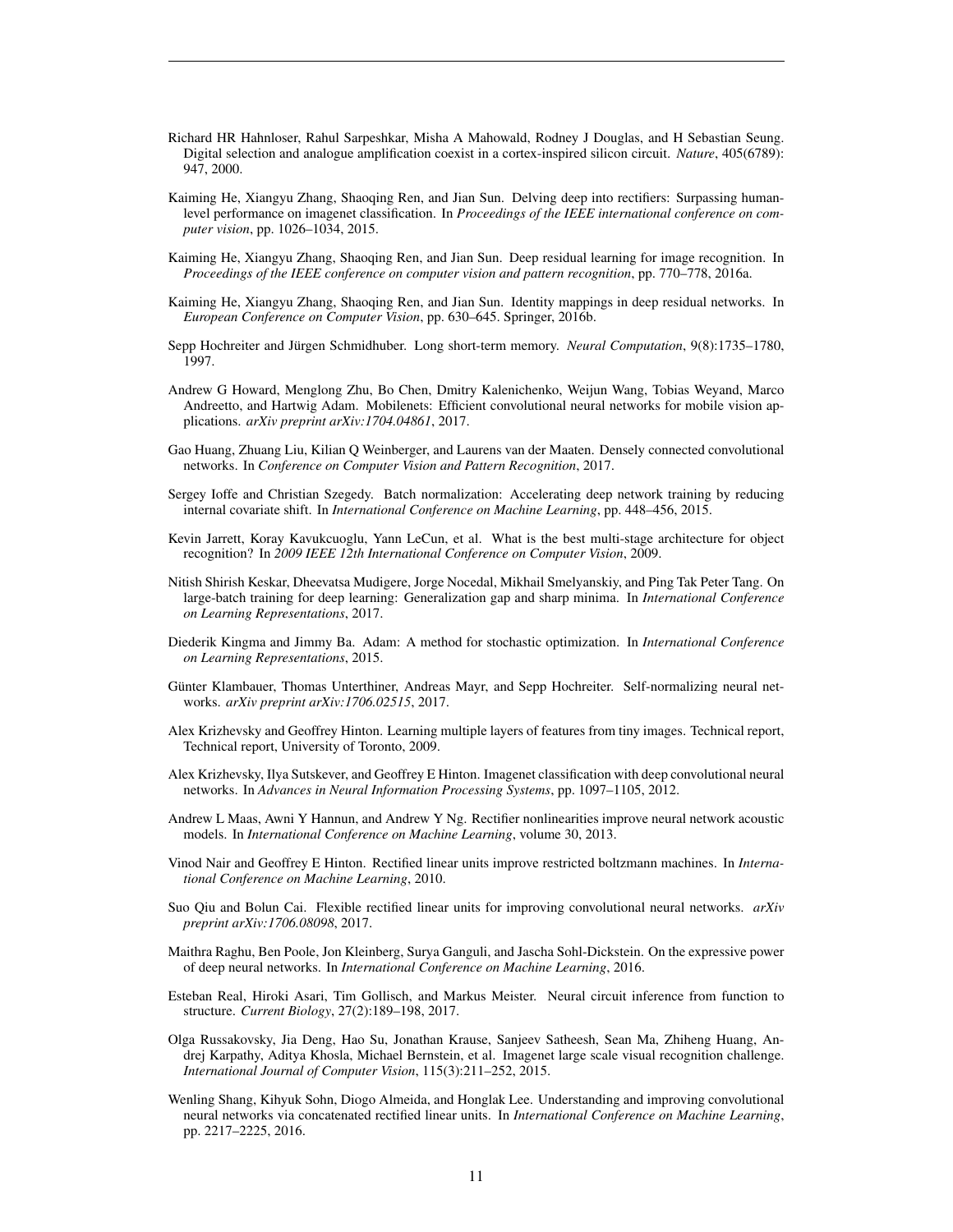Richard HR Hahnloser, Rahul Sarpeshkar, Misha A Mahowald, Rodney J Douglas, and H Sebastian Seung. Digital selection and analogue amplification coexist in a cortex-inspired silicon circuit. *Nature*, 405(6789): 947, 2000.

Kaiming He, Xiangyu Zhang, Shaoqing Ren, and Jian Sun. Delving deep into rectifiers: Surpassing human-level performance on imagenet classification. In *Proceedings of the IEEE international conference on computer vision*, pp. 1026–1034, 2015.

Kaiming He, Xiangyu Zhang, Shaoqing Ren, and Jian Sun. Deep residual learning for image recognition. In *Proceedings of the IEEE conference on computer vision and pattern recognition*, pp. 770–778, 2016a.

Kaiming He, Xiangyu Zhang, Shaoqing Ren, and Jian Sun. Identity mappings in deep residual networks. In *European Conference on Computer Vision*, pp. 630–645. Springer, 2016b.

Sepp Hochreiter and Jürgen Schmidhuber. Long short-term memory. *Neural Computation*, 9(8):1735–1780, 1997.

Andrew G Howard, Menglong Zhu, Bo Chen, Dmitry Kalenichenko, Weijun Wang, Tobias Weyand, Marco Andreetto, and Hartwig Adam. Mobilenets: Efficient convolutional neural networks for mobile vision applications. *arXiv preprint arXiv:1704.04861*, 2017.

Gao Huang, Zhuang Liu, Kilian Q Weinberger, and Laurens van der Maaten. Densely connected convolutional networks. In *Conference on Computer Vision and Pattern Recognition*, 2017.

Sergey Ioffe and Christian Szegedy. Batch normalization: Accelerating deep network training by reducing internal covariate shift. In *International Conference on Machine Learning*, pp. 448–456, 2015.

Kevin Jarrett, Koray Kavukcuoglu, Yann LeCun, et al. What is the best multi-stage architecture for object recognition? In *2009 IEEE 12th International Conference on Computer Vision*, 2009.

Nitish Shirish Keskar, Dheevatsa Mudigere, Jorge Nocedal, Mikhail Smelyanskiy, and Ping Tak Peter Tang. On large-batch training for deep learning: Generalization gap and sharp minima. In *International Conference on Learning Representations*, 2017.

Diederik Kingma and Jimmy Ba. Adam: A method for stochastic optimization. In *International Conference on Learning Representations*, 2015.

Günter Klambauer, Thomas Unterthiner, Andreas Mayr, and Sepp Hochreiter. Self-normalizing neural networks. *arXiv preprint arXiv:1706.02515*, 2017.

Alex Krizhevsky and Geoffrey Hinton. Learning multiple layers of features from tiny images. Technical report, Technical report, University of Toronto, 2009.

Alex Krizhevsky, Ilya Sutskever, and Geoffrey E Hinton. Imagenet classification with deep convolutional neural networks. In *Advances in Neural Information Processing Systems*, pp. 1097–1105, 2012.

Andrew L Maas, Awni Y Hannun, and Andrew Y Ng. Rectifier nonlinearities improve neural network acoustic models. In *International Conference on Machine Learning*, volume 30, 2013.

Vinod Nair and Geoffrey E Hinton. Rectified linear units improve restricted boltzmann machines. In *International Conference on Machine Learning*, 2010.

Suo Qiu and Bolun Cai. Flexible rectified linear units for improving convolutional neural networks. *arXiv preprint arXiv:1706.08098*, 2017.

Maithra Raghu, Ben Poole, Jon Kleinberg, Surya Ganguli, and Jascha Sohl-Dickstein. On the expressive power of deep neural networks. In *International Conference on Machine Learning*, 2016.

Esteban Real, Hiroki Asari, Tim Gollisch, and Markus Meister. Neural circuit inference from function to structure. *Current Biology*, 27(2):189–198, 2017.

Olga Russakovsky, Jia Deng, Hao Su, Jonathan Krause, Sanjeev Satheesh, Sean Ma, Zhiheng Huang, Andrej Karpathy, Aditya Khosla, Michael Bernstein, et al. Imagenet large scale visual recognition challenge. *International Journal of Computer Vision*, 115(3):211–252, 2015.

Wenling Shang, Kihyuk Sohn, Diogo Almeida, and Honglak Lee. Understanding and improving convolutional neural networks via concatenated rectified linear units. In *International Conference on Machine Learning*, pp. 2217–2225, 2016.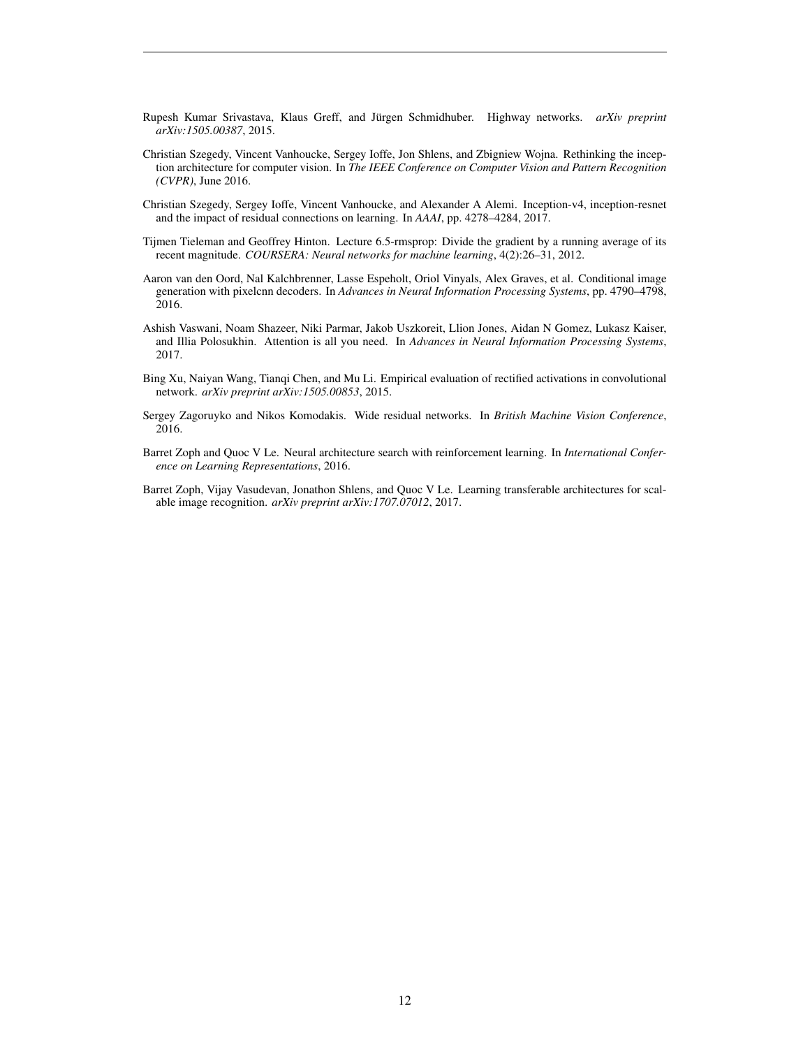Rupesh Kumar Srivastava, Klaus Greff, and Jürgen Schmidhuber. Highway networks. *arXiv preprint arXiv:1505.00387*, 2015.

Christian Szegedy, Vincent Vanhoucke, Sergey Ioffe, Jon Shlens, and Zbigniew Wojna. Rethinking the inception architecture for computer vision. In *The IEEE Conference on Computer Vision and Pattern Recognition (CVPR)*, June 2016.

Christian Szegedy, Sergey Ioffe, Vincent Vanhoucke, and Alexander A Alemi. Inception-v4, inception-resnet and the impact of residual connections on learning. In *AAAI*, pp. 4278–4284, 2017.

Tijmen Tieleman and Geoffrey Hinton. Lecture 6.5-rmsprop: Divide the gradient by a running average of its recent magnitude. *COURSERA: Neural networks for machine learning*, 4(2):26–31, 2012.

Aaron van den Oord, Nal Kalchbrenner, Lasse Espeholt, Oriol Vinyals, Alex Graves, et al. Conditional image generation with pixelcnn decoders. In *Advances in Neural Information Processing Systems*, pp. 4790–4798, 2016.

Ashish Vaswani, Noam Shazeer, Niki Parmar, Jakob Uszkoreit, Llion Jones, Aidan N Gomez, Lukasz Kaiser, and Illia Polosukhin. Attention is all you need. In *Advances in Neural Information Processing Systems*, 2017.

Bing Xu, Naiyan Wang, Tianqi Chen, and Mu Li. Empirical evaluation of rectified activations in convolutional network. *arXiv preprint arXiv:1505.00853*, 2015.

Sergey Zagoruyko and Nikos Komodakis. Wide residual networks. In *British Machine Vision Conference*, 2016.

Barret Zoph and Quoc V Le. Neural architecture search with reinforcement learning. In *International Conference on Learning Representations*, 2016.

Barret Zoph, Vijay Vasudevan, Jonathon Shlens, and Quoc V Le. Learning transferable architectures for scalable image recognition. *arXiv preprint arXiv:1707.07012*, 2017.